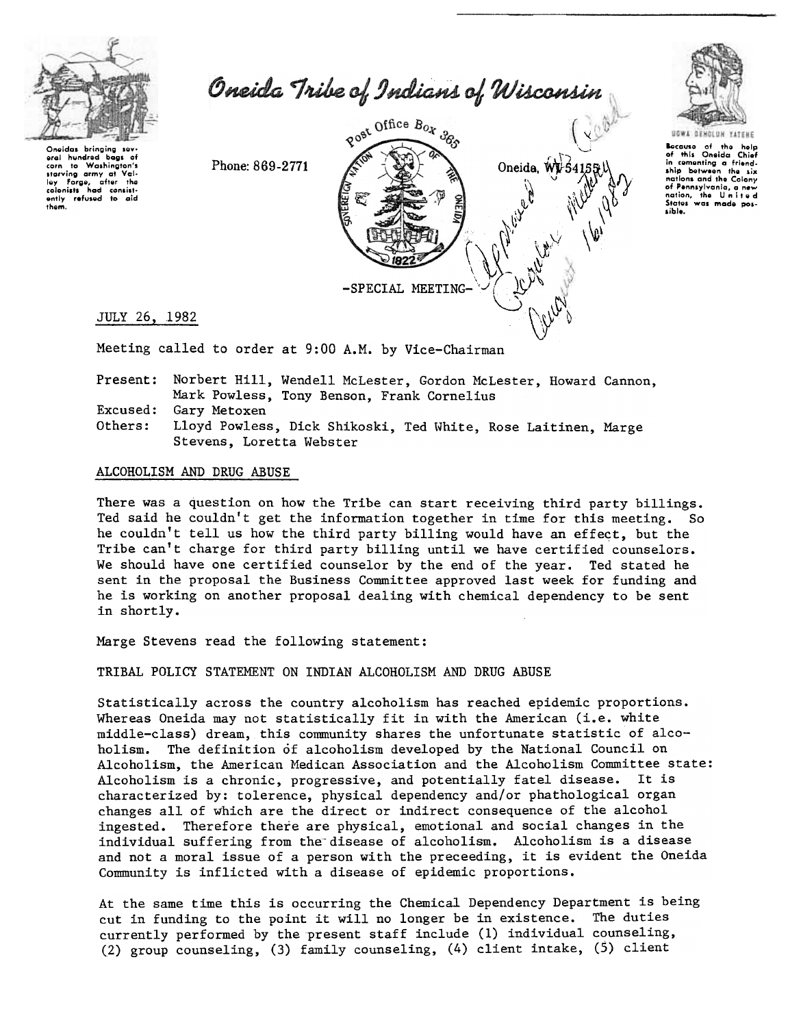# Oneida Tribe of Indians of Wisconsin

Oneidas bringing several hundred bags of corn to Washington's starving army at Valley Forge, after the colonists had consistently refused to aid them.

Phone: 869-2771

Post Office Box 365

Oneida, WI 54155

UGWA DEHOLUH YATEHE

Because of the help of this Oneida Chief in cementing a friendship between the six nations and the Colony of Pennsylvania, a new nation, the United States was made possible.

Approved Regular Meeting August 16, 1982

-SPECIAL MEETING-

JULY 26, 1982

Meeting called to order at 9:00 A.M. by Vice-Chairman

Present: Norbert Hill, Wendell McLester, Gordon McLester, Howard Cannon, Mark Powless, Tony Benson, Frank Cornelius
Excused: Gary Metoxen
Others: Lloyd Powless, Dick Shikoski, Ted White, Rose Laitinen, Marge Stevens, Loretta Webster

## ALCOHOLISM AND DRUG ABUSE

There was a question on how the Tribe can start receiving third party billings. Ted said he couldn't get the information together in time for this meeting. So he couldn't tell us how the third party billing would have an effect, but the Tribe can't charge for third party billing until we have certified counselors. We should have one certified counselor by the end of the year. Ted stated he sent in the proposal the Business Committee approved last week for funding and he is working on another proposal dealing with chemical dependency to be sent in shortly.

Marge Stevens read the following statement:

TRIBAL POLICY STATEMENT ON INDIAN ALCOHOLISM AND DRUG ABUSE

Statistically across the country alcoholism has reached epidemic proportions. Whereas Oneida may not statistically fit in with the American (i.e. white middle-class) dream, this community shares the unfortunate statistic of alcoholism. The definition of alcoholism developed by the National Council on Alcoholism, the American Medical Association and the Alcoholism Committee state: Alcoholism is a chronic, progressive, and potentially fatel disease. It is characterized by: tolerence, physical dependency and/or phathological organ changes all of which are the direct or indirect consequence of the alcohol ingested. Therefore there are physical, emotional and social changes in the individual suffering from the disease of alcoholism. Alcoholism is a disease and not a moral issue of a person with the preceeding, it is evident the Oneida Community is inflicted with a disease of epidemic proportions.

At the same time this is occurring the Chemical Dependency Department is being cut in funding to the point it will no longer be in existence. The duties currently performed by the present staff include (1) individual counseling, (2) group counseling, (3) family counseling, (4) client intake, (5) client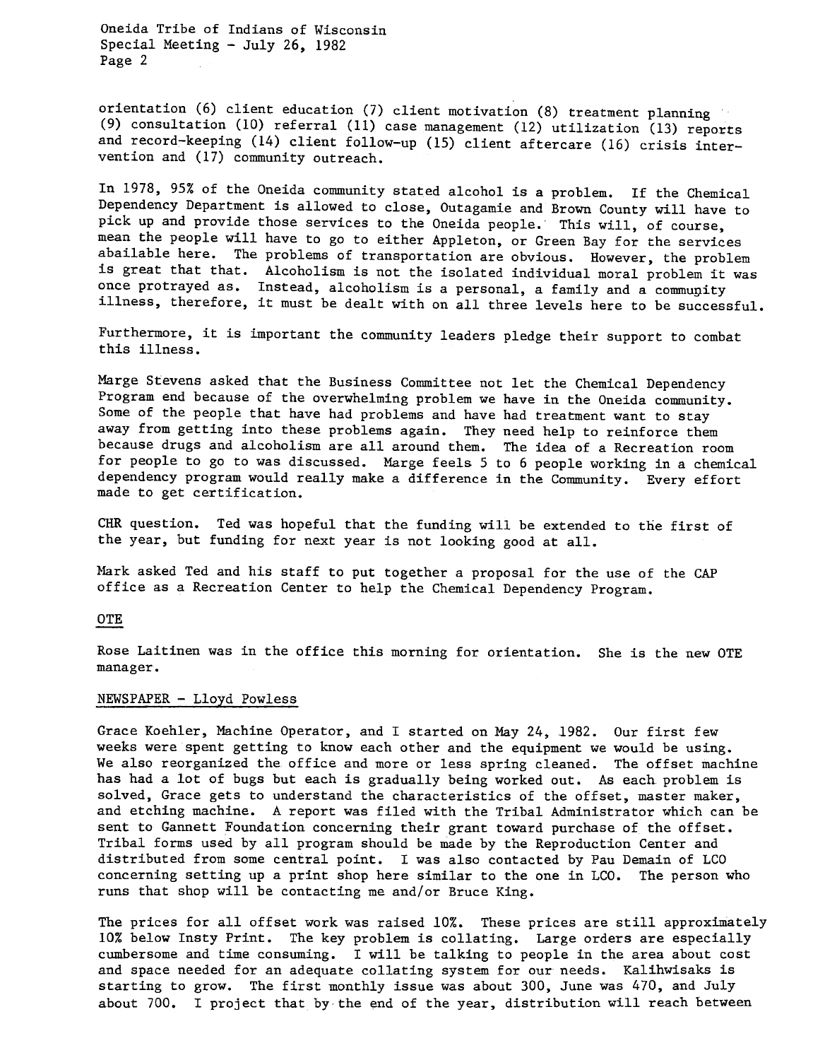orientation (6) client education (7) client motivation (8) treatment planning (9) consultation (10) referral (11) case management (12) utilization (13) reports and record-keeping (14) client follow-up (15) client aftercare (16) crisis intervention and (17) community outreach.

In 1978, 95% of the Oneida community stated alcohol is a problem. If the Chemical Dependency Department is allowed to close, Outagamie and Brown County will have to pick up and provide those services to the Oneida people. This will, of course, mean the people will have to go to either Appleton, or Green Bay for the services abailable here. The problems of transportation are obvious. However, the problem is great that that. Alcoholism is not the isolated individual moral problem it was once protrayed as. Instead, alcoholism is a personal, a family and a community illness, therefore, it must be dealt with on all three levels here to be successful.

Furthermore, it is important the community leaders pledge their support to combat this illness.

Marge Stevens asked that the Business Committee not let the Chemical Dependency Program end because of the overwhelming problem we have in the Oneida community. Some of the people that have had problems and have had treatment want to stay away from getting into these problems again. They need help to reinforce them because drugs and alcoholism are all around them. The idea of a Recreation room for people to go to was discussed. Marge feels 5 to 6 people working in a chemical dependency program would really make a difference in the Community. Every effort made to get certification.

CHR question. Ted was hopeful that the funding will be extended to the first of the year, but funding for next year is not looking good at all.

Mark asked Ted and his staff to put together a proposal for the use of the CAP office as a Recreation Center to help the Chemical Dependency Program.

OTE

Rose Laitinen was in the office this morning for orientation. She is the new OTE manager.

NEWSPAPER - Lloyd Powless

Grace Koehler, Machine Operator, and I started on May 24, 1982. Our first few weeks were spent getting to know each other and the equipment we would be using. We also reorganized the office and more or less spring cleaned. The offset machine has had a lot of bugs but each is gradually being worked out. As each problem is solved, Grace gets to understand the characteristics of the offset, master maker, and etching machine. A report was filed with the Tribal Administrator which can be sent to Gannett Foundation concerning their grant toward purchase of the offset. Tribal forms used by all program should be made by the Reproduction Center and distributed from some central point. I was also contacted by Pau Demain of LCO concerning setting up a print shop here similar to the one in LCO. The person who runs that shop will be contacting me and/or Bruce King.

The prices for all offset work was raised 10%. These prices are still approximately 10% below Insty Print. The key problem is collating. Large orders are especially cumbersome and time consuming. I will be talking to people in the area about cost and space needed for an adequate collating system for our needs. Kalihwisaks is starting to grow. The first monthly issue was about 300, June was 470, and July about 700. I project that by the end of the year, distribution will reach between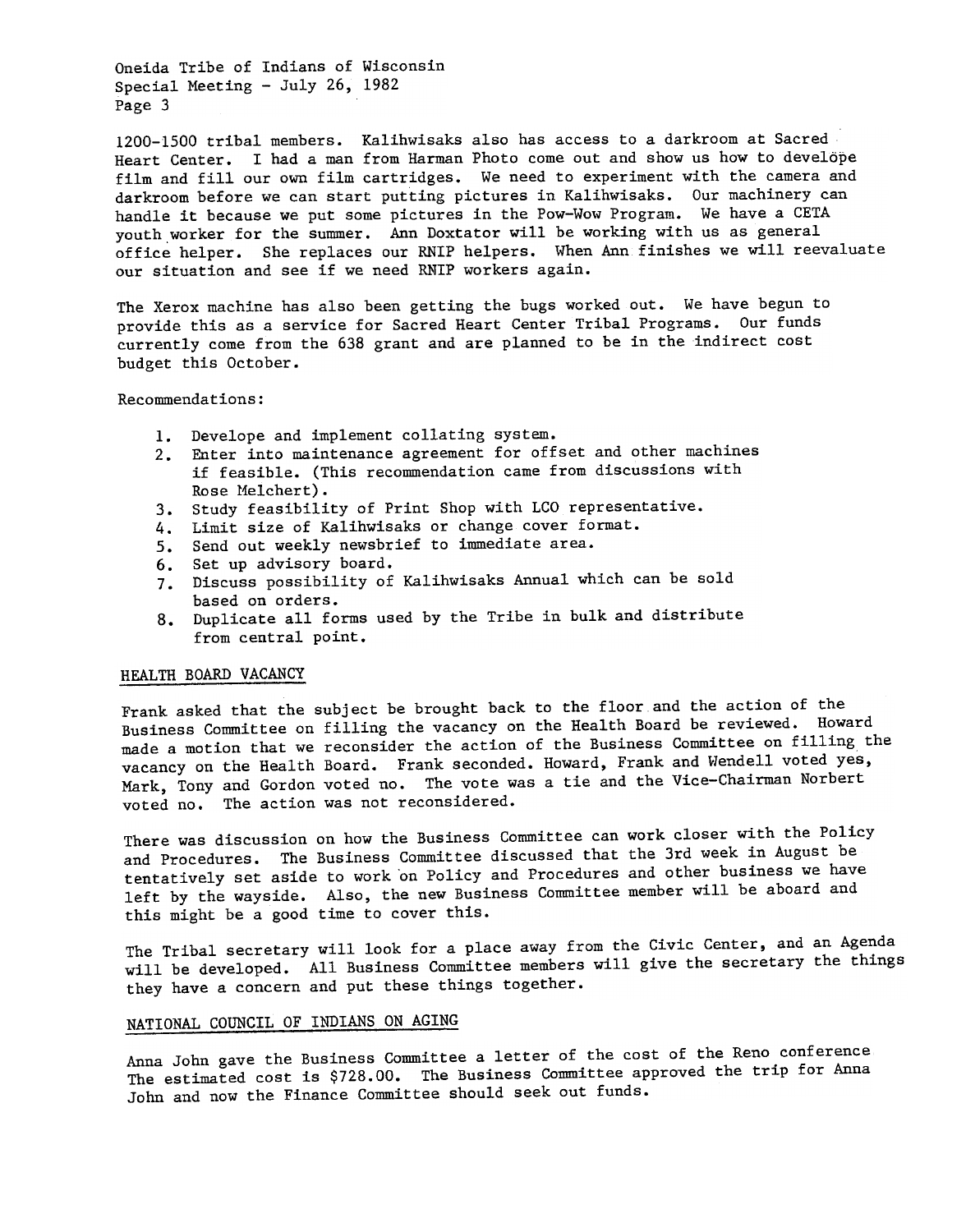1200-1500 tribal members. Kalihwisaks also has access to a darkroom at Sacred Heart Center. I had a man from Harman Photo come out and show us how to develope film and fill our own film cartridges. We need to experiment with the camera and darkroom before we can start putting pictures in Kalihwisaks. Our machinery can handle it because we put some pictures in the Pow-Wow Program. We have a CETA youth worker for the summer. Ann Doxtator will be working with us as general office helper. She replaces our RNIP helpers. When Ann finishes we will reevaluate our situation and see if we need RNIP workers again.

The Xerox machine has also been getting the bugs worked out. We have begun to provide this as a service for Sacred Heart Center Tribal Programs. Our funds currently come from the 638 grant and are planned to be in the indirect cost budget this October.

Recommendations:

1. Develope and implement collating system.
2. Enter into maintenance agreement for offset and other machines if feasible. (This recommendation came from discussions with Rose Melchert).
3. Study feasibility of Print Shop with LCO representative.
4. Limit size of Kalihwisaks or change cover format.
5. Send out weekly newsbrief to immediate area.
6. Set up advisory board.
7. Discuss possibility of Kalihwisaks Annual which can be sold based on orders.
8. Duplicate all forms used by the Tribe in bulk and distribute from central point.

## HEALTH BOARD VACANCY

Frank asked that the subject be brought back to the floor and the action of the Business Committee on filling the vacancy on the Health Board be reviewed. Howard made a motion that we reconsider the action of the Business Committee on filling the vacancy on the Health Board. Frank seconded. Howard, Frank and Wendell voted yes, Mark, Tony and Gordon voted no. The vote was a tie and the Vice-Chairman Norbert voted no. The action was not reconsidered.

There was discussion on how the Business Committee can work closer with the Policy and Procedures. The Business Committee discussed that the 3rd week in August be tentatively set aside to work on Policy and Procedures and other business we have left by the wayside. Also, the new Business Committee member will be aboard and this might be a good time to cover this.

The Tribal secretary will look for a place away from the Civic Center, and an Agenda will be developed. All Business Committee members will give the secretary the things they have a concern and put these things together.

## NATIONAL COUNCIL OF INDIANS ON AGING

Anna John gave the Business Committee a letter of the cost of the Reno conference The estimated cost is $728.00. The Business Committee approved the trip for Anna John and now the Finance Committee should seek out funds.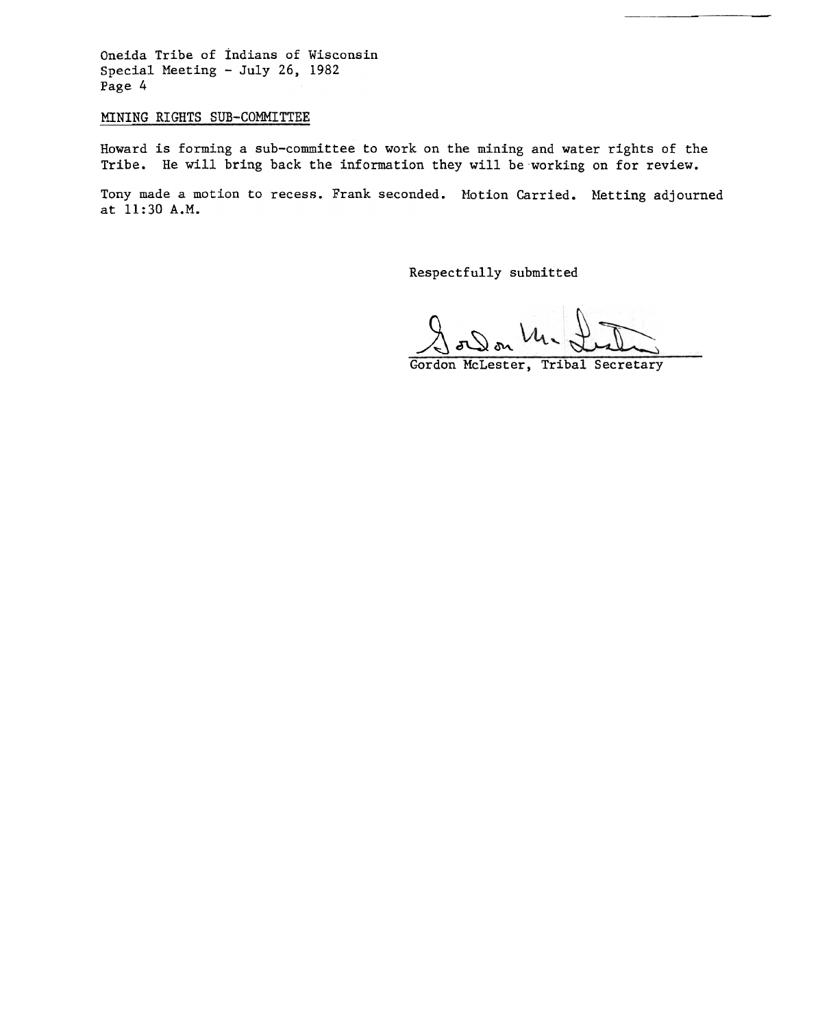MINING RIGHTS SUB-COMMITTEE

Howard is forming a sub-committee to work on the mining and water rights of the Tribe. He will bring back the information they will be working on for review.

Tony made a motion to recess. Frank seconded. Motion Carried. Metting adjourned at 11:30 A.M.

Respectfully submitted

Gordon McLester, Tribal Secretary